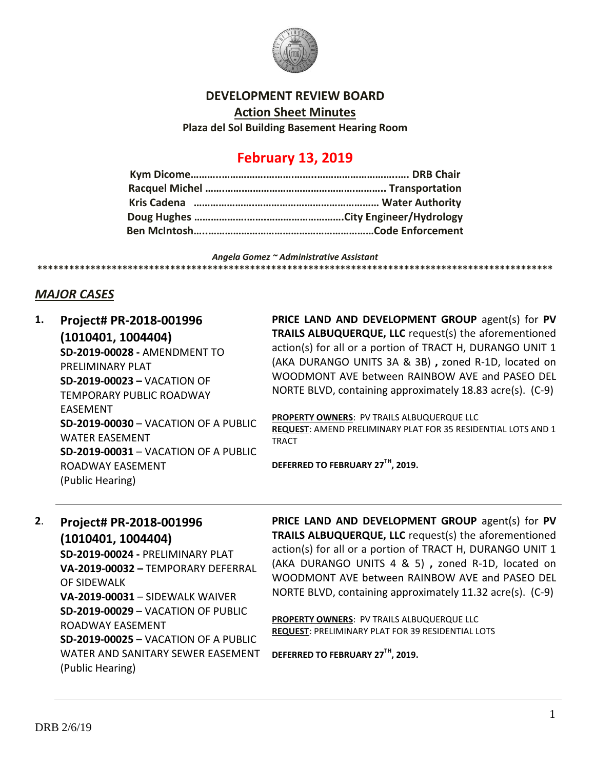# DEVELOPMENT REVIEW BOARD

## Action Sheet Minutes

**Plaza del Sol Building Basement Hearing Room**

## February 13, 2019

**Kym Dicome………………………………………………………….. DRB Chair**
**Racquel Michel ………………………………………………….. Transportation**
**Kris Cadena ……………………………………………………… Water Authority**
**Doug Hughes …………………………………………….City Engineer/Hydrology**
**Ben McIntosh……………………………………………………Code Enforcement**

*Angela Gomez ~ Administrative Assistant*

****************************************************************************************************

## *MAJOR CASES*

**1. Project# PR-2018-001996 (1010401, 1004404)**
**SD-2019-00028 -** AMENDMENT TO PRELIMINARY PLAT
**SD-2019-00023 –** VACATION OF TEMPORARY PUBLIC ROADWAY EASEMENT
**SD-2019-00030** – VACATION OF A PUBLIC WATER EASEMENT
**SD-2019-00031** – VACATION OF A PUBLIC ROADWAY EASEMENT
(Public Hearing)

**PRICE LAND AND DEVELOPMENT GROUP** agent(s) for **PV TRAILS ALBUQUERQUE, LLC** request(s) the aforementioned action(s) for all or a portion of TRACT H, DURANGO UNIT 1 (AKA DURANGO UNITS 3A & 3B) **,** zoned R-1D, located on WOODMONT AVE between RAINBOW AVE and PASEO DEL NORTE BLVD, containing approximately 18.83 acre(s). (C-9)

**PROPERTY OWNERS**: PV TRAILS ALBUQUERQUE LLC
**REQUEST**: AMEND PRELIMINARY PLAT FOR 35 RESIDENTIAL LOTS AND 1 TRACT

**DEFERRED TO FEBRUARY 27TH, 2019.**

---

**2. Project# PR-2018-001996 (1010401, 1004404)**
**SD-2019-00024 -** PRELIMINARY PLAT
**VA-2019-00032 –** TEMPORARY DEFERRAL OF SIDEWALK
**VA-2019-00031** – SIDEWALK WAIVER
**SD-2019-00029** – VACATION OF PUBLIC ROADWAY EASEMENT
**SD-2019-00025** – VACATION OF A PUBLIC WATER AND SANITARY SEWER EASEMENT
(Public Hearing)

**PRICE LAND AND DEVELOPMENT GROUP** agent(s) for **PV TRAILS ALBUQUERQUE, LLC** request(s) the aforementioned action(s) for all or a portion of TRACT H, DURANGO UNIT 1 (AKA DURANGO UNITS 4 & 5) **,** zoned R-1D, located on WOODMONT AVE between RAINBOW AVE and PASEO DEL NORTE BLVD, containing approximately 11.32 acre(s). (C-9)

**PROPERTY OWNERS**: PV TRAILS ALBUQUERQUE LLC
**REQUEST**: PRELIMINARY PLAT FOR 39 RESIDENTIAL LOTS

**DEFERRED TO FEBRUARY 27TH, 2019.**

---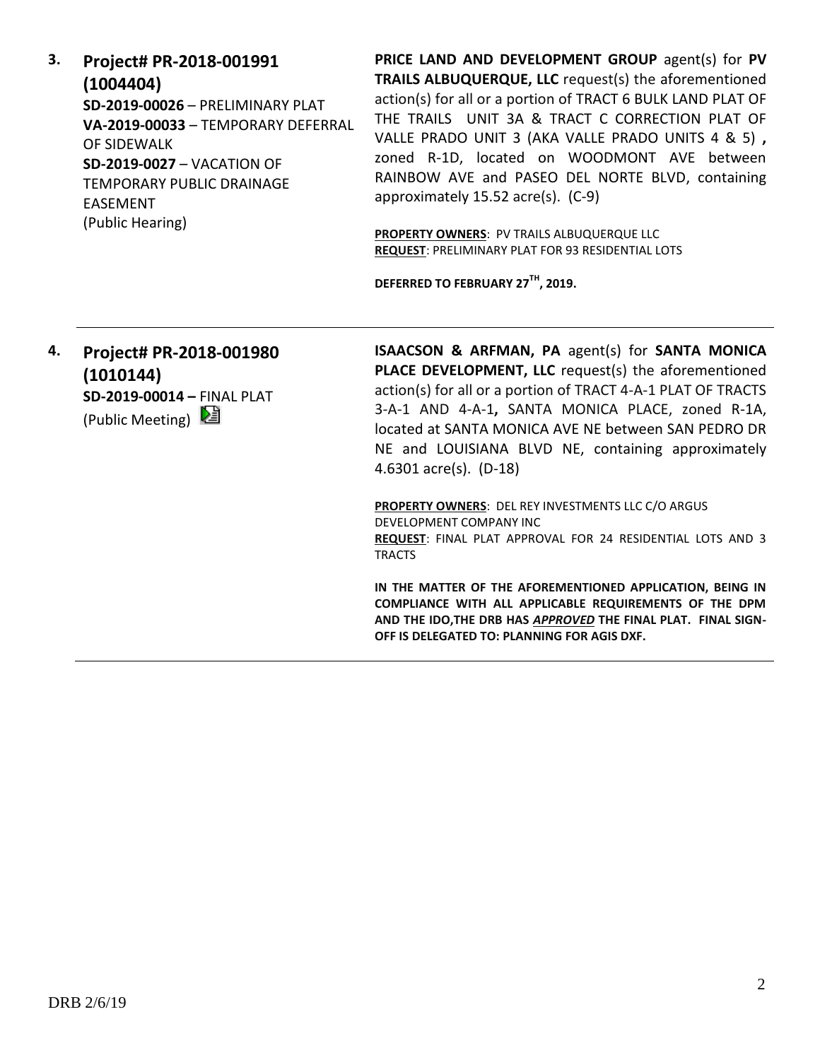**3. Project# PR-2018-001991 (1004404)**

**SD-2019-00026** – PRELIMINARY PLAT
**VA-2019-00033** – TEMPORARY DEFERRAL OF SIDEWALK
**SD-2019-0027** – VACATION OF TEMPORARY PUBLIC DRAINAGE EASEMENT
(Public Hearing)

**PRICE LAND AND DEVELOPMENT GROUP** agent(s) for **PV TRAILS ALBUQUERQUE, LLC** request(s) the aforementioned action(s) for all or a portion of TRACT 6 BULK LAND PLAT OF THE TRAILS UNIT 3A & TRACT C CORRECTION PLAT OF VALLE PRADO UNIT 3 (AKA VALLE PRADO UNITS 4 & 5) **,** zoned R-1D, located on WOODMONT AVE between RAINBOW AVE and PASEO DEL NORTE BLVD, containing approximately 15.52 acre(s). (C-9)

**PROPERTY OWNERS**: PV TRAILS ALBUQUERQUE LLC
**REQUEST**: PRELIMINARY PLAT FOR 93 RESIDENTIAL LOTS

**DEFERRED TO FEBRUARY 27TH, 2019.**

---

**4. Project# PR-2018-001980 (1010144)**

**SD-2019-00014 –** FINAL PLAT
(Public Meeting)

**ISAACSON & ARFMAN, PA** agent(s) for **SANTA MONICA PLACE DEVELOPMENT, LLC** request(s) the aforementioned action(s) for all or a portion of TRACT 4-A-1 PLAT OF TRACTS 3-A-1 AND 4-A-1**,** SANTA MONICA PLACE, zoned R-1A, located at SANTA MONICA AVE NE between SAN PEDRO DR NE and LOUISIANA BLVD NE, containing approximately 4.6301 acre(s). (D-18)

**PROPERTY OWNERS**: DEL REY INVESTMENTS LLC C/O ARGUS DEVELOPMENT COMPANY INC
**REQUEST**: FINAL PLAT APPROVAL FOR 24 RESIDENTIAL LOTS AND 3 TRACTS

**IN THE MATTER OF THE AFOREMENTIONED APPLICATION, BEING IN COMPLIANCE WITH ALL APPLICABLE REQUIREMENTS OF THE DPM AND THE IDO,THE DRB HAS *APPROVED* THE FINAL PLAT. FINAL SIGN-OFF IS DELEGATED TO: PLANNING FOR AGIS DXF.**

---

DRB 2/6/19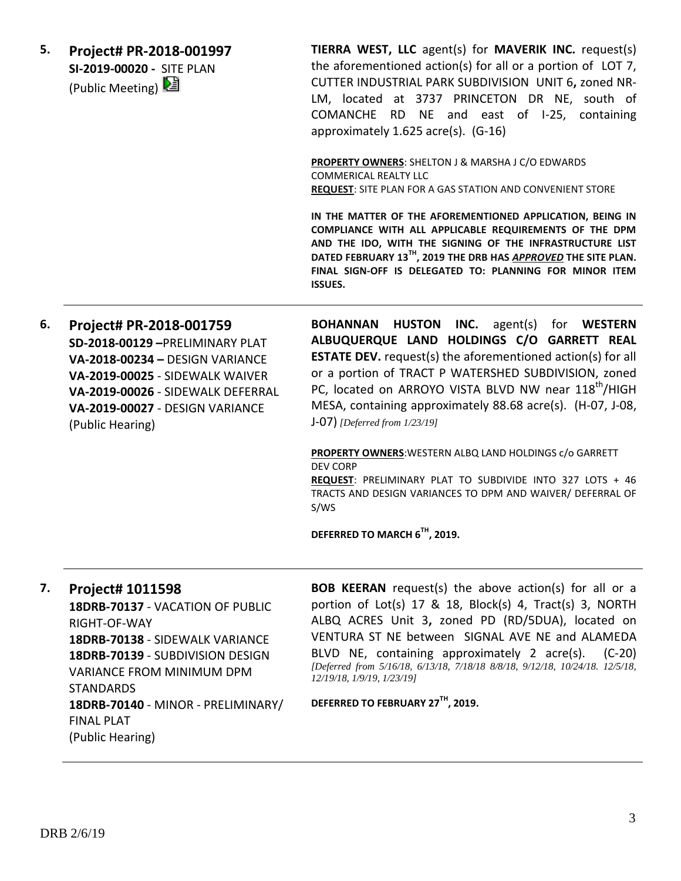**5. Project# PR-2018-001997**
**SI-2019-00020 -** SITE PLAN
(Public Meeting)

**TIERRA WEST, LLC** agent(s) for **MAVERIK INC.** request(s) the aforementioned action(s) for all or a portion of LOT 7, CUTTER INDUSTRIAL PARK SUBDIVISION UNIT 6**,** zoned NR-LM, located at 3737 PRINCETON DR NE, south of COMANCHE RD NE and east of I-25, containing approximately 1.625 acre(s). (G-16)

**PROPERTY OWNERS**: SHELTON J & MARSHA J C/O EDWARDS COMMERICAL REALTY LLC
**REQUEST**: SITE PLAN FOR A GAS STATION AND CONVENIENT STORE

**IN THE MATTER OF THE AFOREMENTIONED APPLICATION, BEING IN COMPLIANCE WITH ALL APPLICABLE REQUIREMENTS OF THE DPM AND THE IDO, WITH THE SIGNING OF THE INFRASTRUCTURE LIST DATED FEBRUARY 13TH, 2019 THE DRB HAS *APPROVED* THE SITE PLAN. FINAL SIGN-OFF IS DELEGATED TO: PLANNING FOR MINOR ITEM ISSUES.**

---

**6. Project# PR-2018-001759**
**SD-2018-00129 –**PRELIMINARY PLAT
**VA-2018-00234 –** DESIGN VARIANCE
**VA-2019-00025** - SIDEWALK WAIVER
**VA-2019-00026** - SIDEWALK DEFERRAL
**VA-2019-00027** - DESIGN VARIANCE
(Public Hearing)

**BOHANNAN HUSTON INC.** agent(s) for **WESTERN ALBUQUERQUE LAND HOLDINGS C/O GARRETT REAL ESTATE DEV.** request(s) the aforementioned action(s) for all or a portion of TRACT P WATERSHED SUBDIVISION, zoned PC, located on ARROYO VISTA BLVD NW near 118th/HIGH MESA, containing approximately 88.68 acre(s). (H-07, J-08, J-07) *[Deferred from 1/23/19]*

**PROPERTY OWNERS**:WESTERN ALBQ LAND HOLDINGS c/o GARRETT DEV CORP
**REQUEST**: PRELIMINARY PLAT TO SUBDIVIDE INTO 327 LOTS + 46 TRACTS AND DESIGN VARIANCES TO DPM AND WAIVER/ DEFERRAL OF S/WS

**DEFERRED TO MARCH 6TH, 2019.**

---

**7. Project# 1011598**
**18DRB-70137** - VACATION OF PUBLIC RIGHT-OF-WAY
**18DRB-70138** - SIDEWALK VARIANCE
**18DRB-70139** - SUBDIVISION DESIGN VARIANCE FROM MINIMUM DPM STANDARDS
**18DRB-70140** - MINOR - PRELIMINARY/ FINAL PLAT
(Public Hearing)

**BOB KEERAN** request(s) the above action(s) for all or a portion of Lot(s) 17 & 18, Block(s) 4, Tract(s) 3, NORTH ALBQ ACRES Unit 3**,** zoned PD (RD/5DUA), located on VENTURA ST NE between SIGNAL AVE NE and ALAMEDA BLVD NE, containing approximately 2 acre(s). (C-20) *[Deferred from 5/16/18, 6/13/18, 7/18/18 8/8/18, 9/12/18, 10/24/18. 12/5/18, 12/19/18, 1/9/19, 1/23/19]*

**DEFERRED TO FEBRUARY 27TH, 2019.**

---

DRB 2/6/19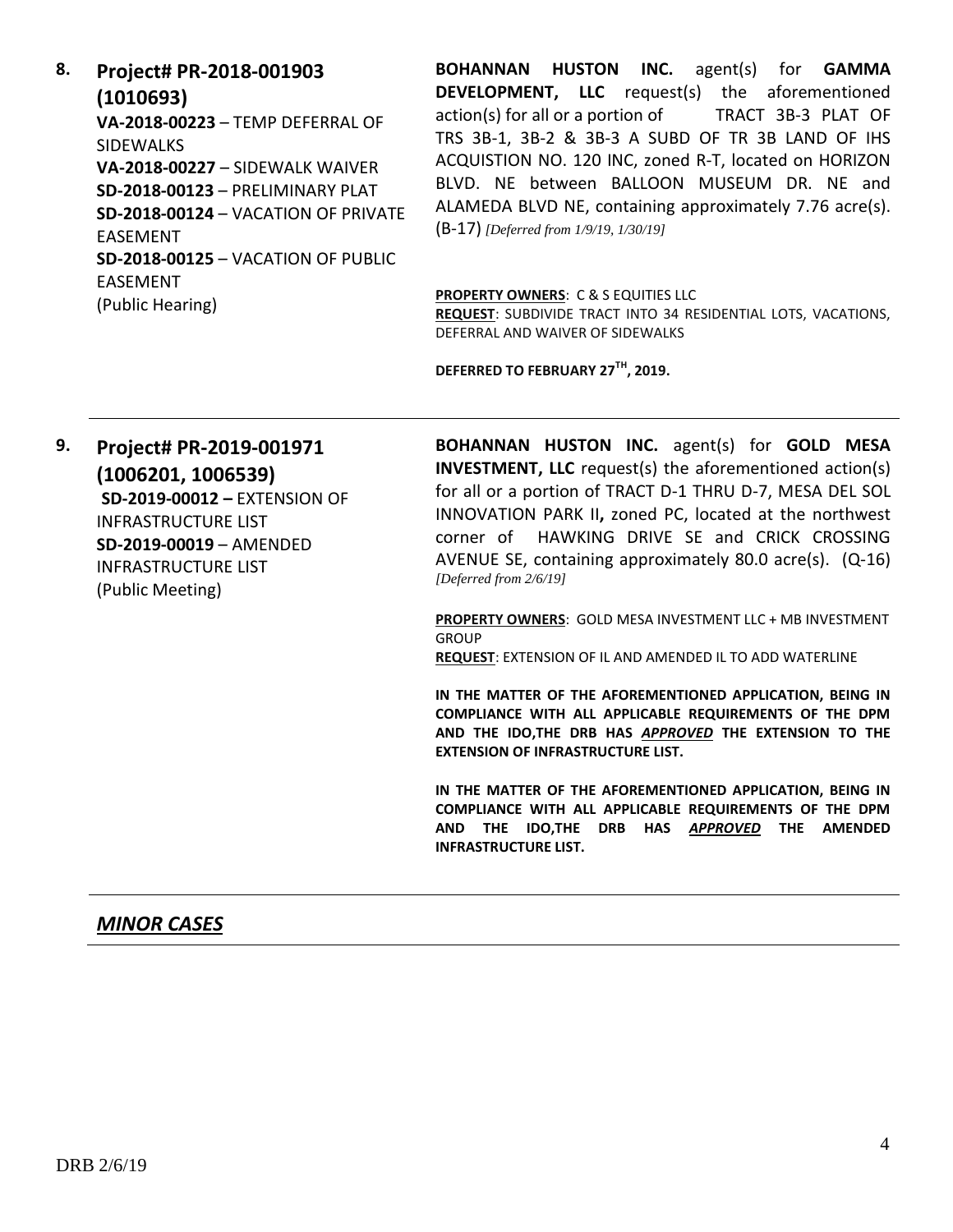**8. Project# PR-2018-001903 (1010693)**

**VA-2018-00223** – TEMP DEFERRAL OF SIDEWALKS
**VA-2018-00227** – SIDEWALK WAIVER
**SD-2018-00123** – PRELIMINARY PLAT
**SD-2018-00124** – VACATION OF PRIVATE EASEMENT
**SD-2018-00125** – VACATION OF PUBLIC EASEMENT
(Public Hearing)

**BOHANNAN HUSTON INC.** agent(s) for **GAMMA DEVELOPMENT, LLC** request(s) the aforementioned action(s) for all or a portion of TRACT 3B-3 PLAT OF TRS 3B-1, 3B-2 & 3B-3 A SUBD OF TR 3B LAND OF IHS ACQUISTION NO. 120 INC, zoned R-T, located on HORIZON BLVD. NE between BALLOON MUSEUM DR. NE and ALAMEDA BLVD NE, containing approximately 7.76 acre(s). (B-17) *[Deferred from 1/9/19, 1/30/19]*

**PROPERTY OWNERS**: C & S EQUITIES LLC
**REQUEST**: SUBDIVIDE TRACT INTO 34 RESIDENTIAL LOTS, VACATIONS, DEFERRAL AND WAIVER OF SIDEWALKS

**DEFERRED TO FEBRUARY 27TH, 2019.**

---

**9. Project# PR-2019-001971 (1006201, 1006539)**

**SD-2019-00012 –** EXTENSION OF INFRASTRUCTURE LIST
**SD-2019-00019** – AMENDED INFRASTRUCTURE LIST
(Public Meeting)

**BOHANNAN HUSTON INC.** agent(s) for **GOLD MESA INVESTMENT, LLC** request(s) the aforementioned action(s) for all or a portion of TRACT D-1 THRU D-7, MESA DEL SOL INNOVATION PARK II**,** zoned PC, located at the northwest corner of HAWKING DRIVE SE and CRICK CROSSING AVENUE SE, containing approximately 80.0 acre(s). (Q-16) *[Deferred from 2/6/19]*

**PROPERTY OWNERS**: GOLD MESA INVESTMENT LLC + MB INVESTMENT GROUP
**REQUEST**: EXTENSION OF IL AND AMENDED IL TO ADD WATERLINE

**IN THE MATTER OF THE AFOREMENTIONED APPLICATION, BEING IN COMPLIANCE WITH ALL APPLICABLE REQUIREMENTS OF THE DPM AND THE IDO,THE DRB HAS *APPROVED* THE EXTENSION TO THE EXTENSION OF INFRASTRUCTURE LIST.**

**IN THE MATTER OF THE AFOREMENTIONED APPLICATION, BEING IN COMPLIANCE WITH ALL APPLICABLE REQUIREMENTS OF THE DPM AND THE IDO,THE DRB HAS *APPROVED* THE AMENDED INFRASTRUCTURE LIST.**

---

## *MINOR CASES*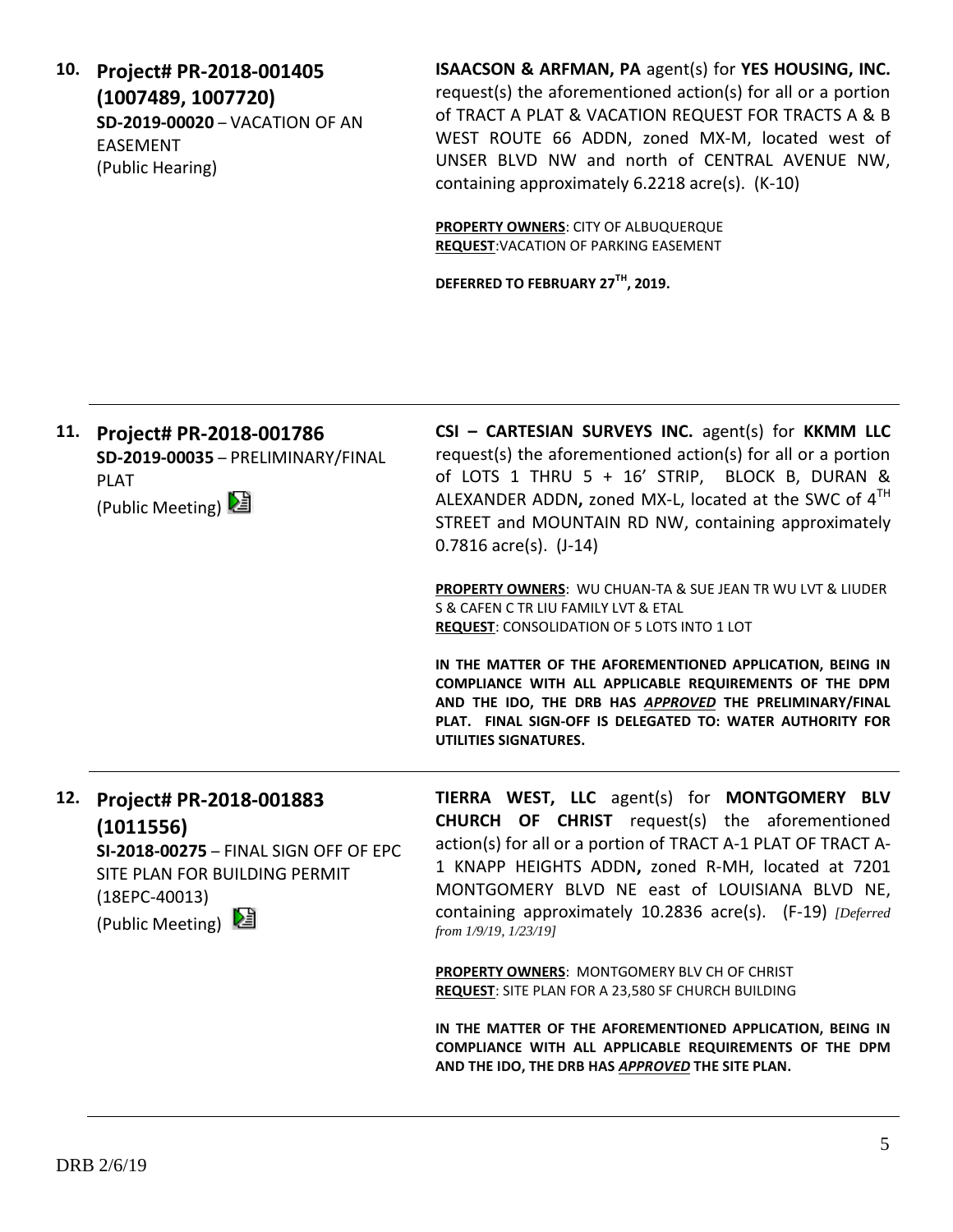**10. Project# PR-2018-001405 (1007489, 1007720)**
**SD-2019-00020** – VACATION OF AN EASEMENT
(Public Hearing)

**ISAACSON & ARFMAN, PA** agent(s) for **YES HOUSING, INC.** request(s) the aforementioned action(s) for all or a portion of TRACT A PLAT & VACATION REQUEST FOR TRACTS A & B WEST ROUTE 66 ADDN, zoned MX-M, located west of UNSER BLVD NW and north of CENTRAL AVENUE NW, containing approximately 6.2218 acre(s). (K-10)

**PROPERTY OWNERS**: CITY OF ALBUQUERQUE
**REQUEST**: VACATION OF PARKING EASEMENT

**DEFERRED TO FEBRUARY 27TH, 2019.**

---

**11. Project# PR-2018-001786**
**SD-2019-00035** – PRELIMINARY/FINAL PLAT
(Public Meeting)

**CSI – CARTESIAN SURVEYS INC.** agent(s) for **KKMM LLC** request(s) the aforementioned action(s) for all or a portion of LOTS 1 THRU 5 + 16' STRIP, BLOCK B, DURAN & ALEXANDER ADDN**,** zoned MX-L, located at the SWC of 4TH STREET and MOUNTAIN RD NW, containing approximately 0.7816 acre(s). (J-14)

**PROPERTY OWNERS**: WU CHUAN-TA & SUE JEAN TR WU LVT & LIUDER S & CAFEN C TR LIU FAMILY LVT & ETAL
**REQUEST**: CONSOLIDATION OF 5 LOTS INTO 1 LOT

**IN THE MATTER OF THE AFOREMENTIONED APPLICATION, BEING IN COMPLIANCE WITH ALL APPLICABLE REQUIREMENTS OF THE DPM AND THE IDO, THE DRB HAS *APPROVED* THE PRELIMINARY/FINAL PLAT. FINAL SIGN-OFF IS DELEGATED TO: WATER AUTHORITY FOR UTILITIES SIGNATURES.**

---

**12. Project# PR-2018-001883 (1011556)**
**SI-2018-00275** – FINAL SIGN OFF OF EPC SITE PLAN FOR BUILDING PERMIT (18EPC-40013)
(Public Meeting)

**TIERRA WEST, LLC** agent(s) for **MONTGOMERY BLV CHURCH OF CHRIST** request(s) the aforementioned action(s) for all or a portion of TRACT A-1 PLAT OF TRACT A-1 KNAPP HEIGHTS ADDN**,** zoned R-MH, located at 7201 MONTGOMERY BLVD NE east of LOUISIANA BLVD NE, containing approximately 10.2836 acre(s). (F-19) *[Deferred from 1/9/19, 1/23/19]*

**PROPERTY OWNERS**: MONTGOMERY BLV CH OF CHRIST
**REQUEST**: SITE PLAN FOR A 23,580 SF CHURCH BUILDING

**IN THE MATTER OF THE AFOREMENTIONED APPLICATION, BEING IN COMPLIANCE WITH ALL APPLICABLE REQUIREMENTS OF THE DPM AND THE IDO, THE DRB HAS *APPROVED* THE SITE PLAN.**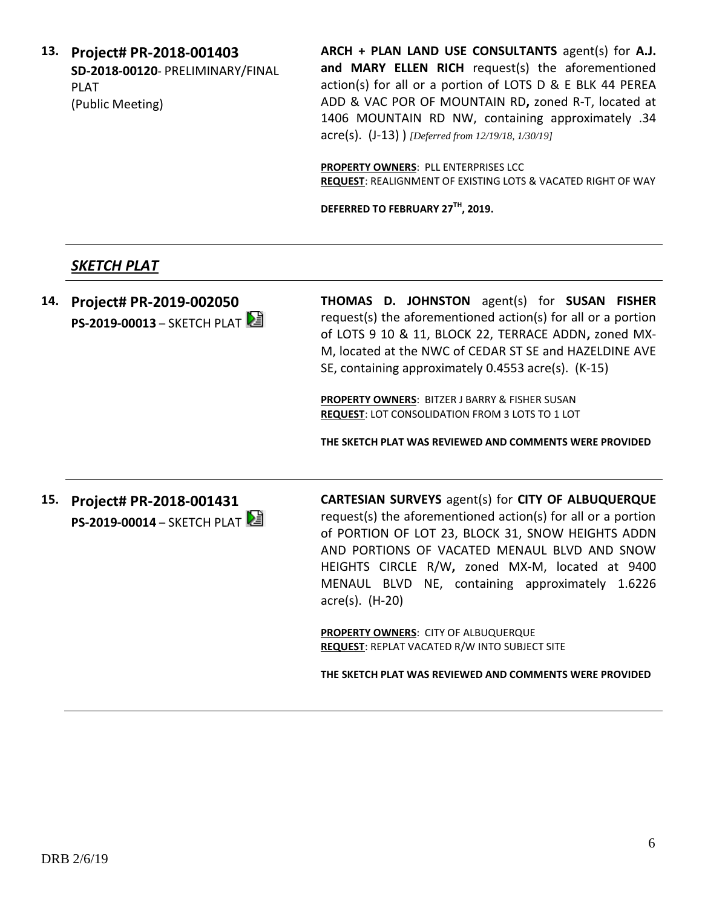**13. Project# PR-2018-001403**
**SD-2018-00120**- PRELIMINARY/FINAL PLAT
(Public Meeting)

**ARCH + PLAN LAND USE CONSULTANTS** agent(s) for **A.J. and MARY ELLEN RICH** request(s) the aforementioned action(s) for all or a portion of LOTS D & E BLK 44 PEREA ADD & VAC POR OF MOUNTAIN RD**,** zoned R-T, located at 1406 MOUNTAIN RD NW, containing approximately .34 acre(s). (J-13) ) *[Deferred from 12/19/18, 1/30/19]*

**PROPERTY OWNERS**: PLL ENTERPRISES LCC
**REQUEST**: REALIGNMENT OF EXISTING LOTS & VACATED RIGHT OF WAY

**DEFERRED TO FEBRUARY 27TH, 2019.**

---

## *SKETCH PLAT*

---

**14. Project# PR-2019-002050**
**PS-2019-00013** – SKETCH PLAT

**THOMAS D. JOHNSTON** agent(s) for **SUSAN FISHER** request(s) the aforementioned action(s) for all or a portion of LOTS 9 10 & 11, BLOCK 22, TERRACE ADDN**,** zoned MX-M, located at the NWC of CEDAR ST SE and HAZELDINE AVE SE, containing approximately 0.4553 acre(s). (K-15)

**PROPERTY OWNERS**: BITZER J BARRY & FISHER SUSAN
**REQUEST**: LOT CONSOLIDATION FROM 3 LOTS TO 1 LOT

**THE SKETCH PLAT WAS REVIEWED AND COMMENTS WERE PROVIDED**

---

**15. Project# PR-2018-001431**
**PS-2019-00014** – SKETCH PLAT

**CARTESIAN SURVEYS** agent(s) for **CITY OF ALBUQUERQUE** request(s) the aforementioned action(s) for all or a portion of PORTION OF LOT 23, BLOCK 31, SNOW HEIGHTS ADDN AND PORTIONS OF VACATED MENAUL BLVD AND SNOW HEIGHTS CIRCLE R/W**,** zoned MX-M, located at 9400 MENAUL BLVD NE, containing approximately 1.6226 acre(s). (H-20)

**PROPERTY OWNERS**: CITY OF ALBUQUERQUE
**REQUEST**: REPLAT VACATED R/W INTO SUBJECT SITE

**THE SKETCH PLAT WAS REVIEWED AND COMMENTS WERE PROVIDED**

---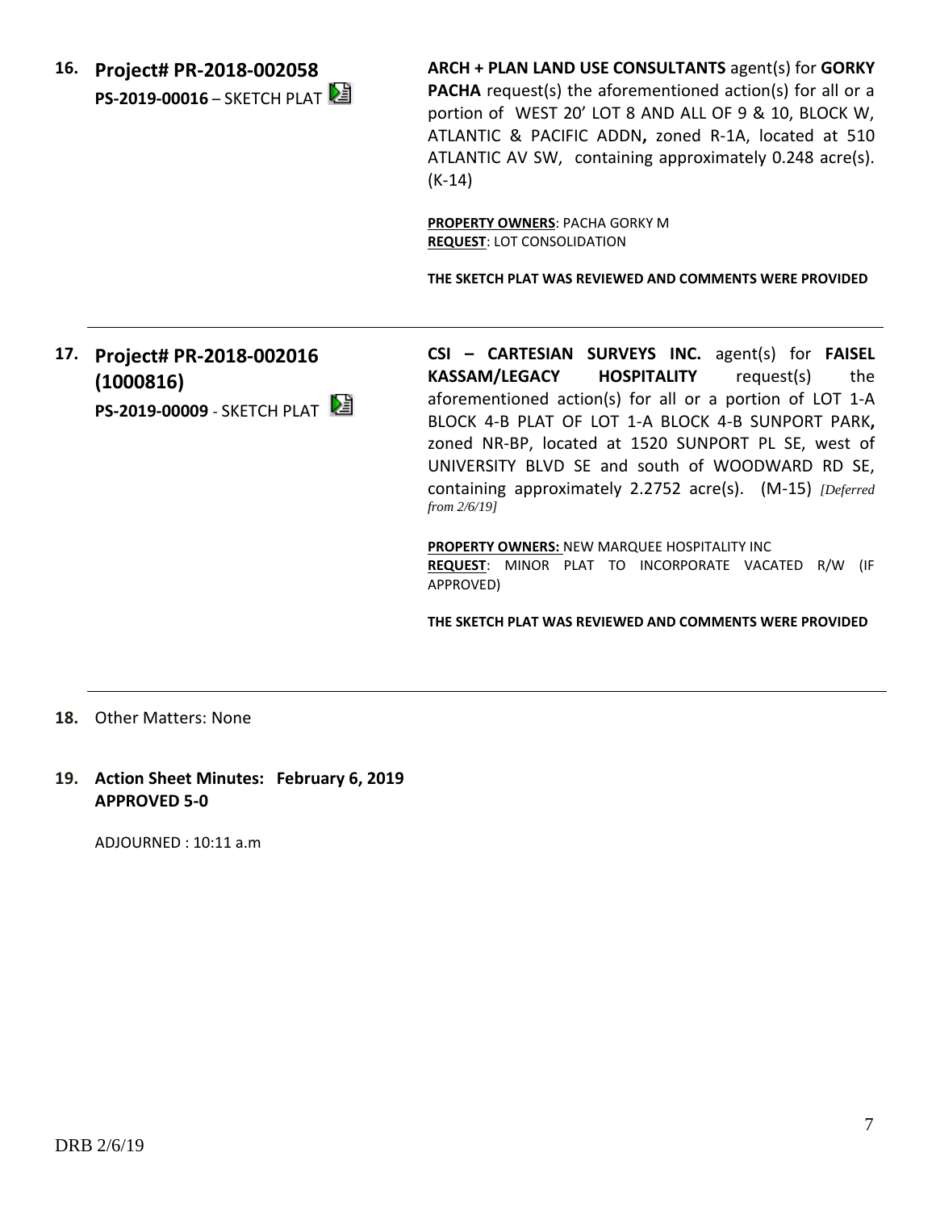**16. Project# PR-2018-002058**
**PS-2019-00016** – SKETCH PLAT

**ARCH + PLAN LAND USE CONSULTANTS** agent(s) for **GORKY PACHA** request(s) the aforementioned action(s) for all or a portion of WEST 20' LOT 8 AND ALL OF 9 & 10, BLOCK W, ATLANTIC & PACIFIC ADDN**,** zoned R-1A, located at 510 ATLANTIC AV SW, containing approximately 0.248 acre(s). (K-14)

**PROPERTY OWNERS**: PACHA GORKY M
**REQUEST**: LOT CONSOLIDATION

**THE SKETCH PLAT WAS REVIEWED AND COMMENTS WERE PROVIDED**

---

**17. Project# PR-2018-002016 (1000816)**
**PS-2019-00009** - SKETCH PLAT

**CSI – CARTESIAN SURVEYS INC.** agent(s) for **FAISEL KASSAM/LEGACY HOSPITALITY** request(s) the aforementioned action(s) for all or a portion of LOT 1-A BLOCK 4-B PLAT OF LOT 1-A BLOCK 4-B SUNPORT PARK**,** zoned NR-BP, located at 1520 SUNPORT PL SE, west of UNIVERSITY BLVD SE and south of WOODWARD RD SE, containing approximately 2.2752 acre(s). (M-15) *[Deferred from 2/6/19]*

**PROPERTY OWNERS:** NEW MARQUEE HOSPITALITY INC
**REQUEST**: MINOR PLAT TO INCORPORATE VACATED R/W (IF APPROVED)

**THE SKETCH PLAT WAS REVIEWED AND COMMENTS WERE PROVIDED**

---

**18.** Other Matters: None

**19. Action Sheet Minutes: February 6, 2019**
**APPROVED 5-0**

ADJOURNED : 10:11 a.m

DRB 2/6/19